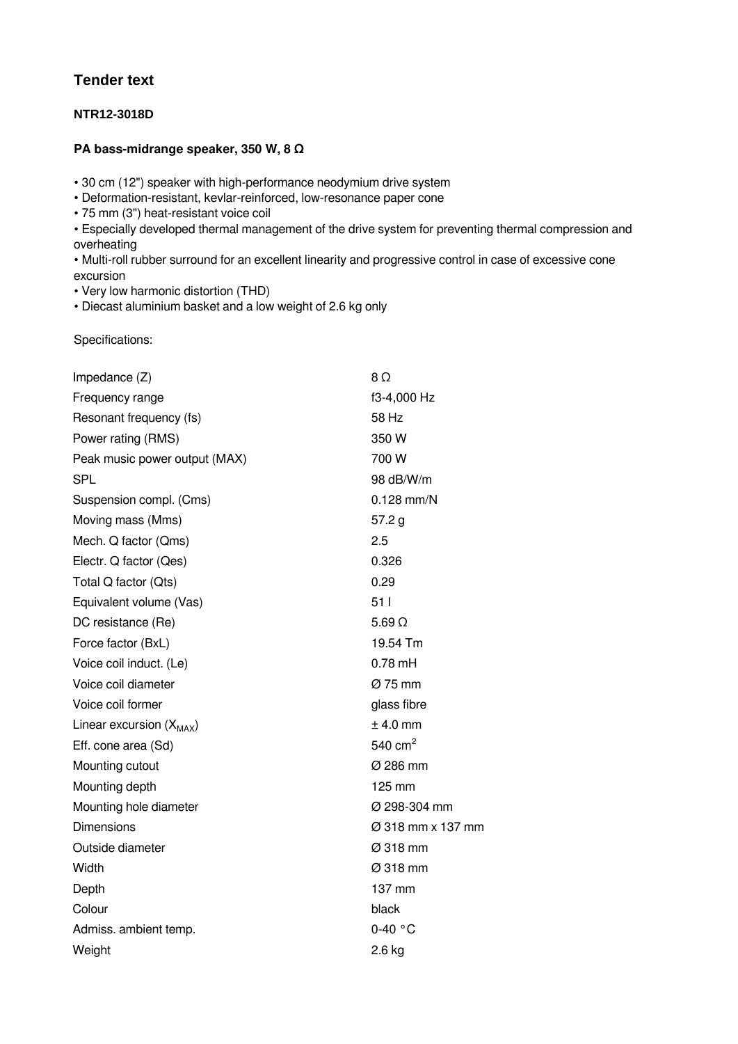## Tender text

### NTR12-3018D

### PA bass-midrange speaker, 350 W, 8 Ω

- 30 cm (12") speaker with high-performance neodymium drive system
- Deformation-resistant, kevlar-reinforced, low-resonance paper cone
- 75 mm (3") heat-resistant voice coil
- Especially developed thermal management of the drive system for preventing thermal compression and overheating
- Multi-roll rubber surround for an excellent linearity and progressive control in case of excessive cone excursion
- Very low harmonic distortion (THD)
- Diecast aluminium basket and a low weight of 2.6 kg only

Specifications:

| | |
|---|---|
| Impedance (Z) | 8 Ω |
| Frequency range | f3-4,000 Hz |
| Resonant frequency (fs) | 58 Hz |
| Power rating (RMS) | 350 W |
| Peak music power output (MAX) | 700 W |
| SPL | 98 dB/W/m |
| Suspension compl. (Cms) | 0.128 mm/N |
| Moving mass (Mms) | 57.2 g |
| Mech. Q factor (Qms) | 2.5 |
| Electr. Q factor (Qes) | 0.326 |
| Total Q factor (Qts) | 0.29 |
| Equivalent volume (Vas) | 51 l |
| DC resistance (Re) | 5.69 Ω |
| Force factor (BxL) | 19.54 Tm |
| Voice coil induct. (Le) | 0.78 mH |
| Voice coil diameter | Ø 75 mm |
| Voice coil former | glass fibre |
| Linear excursion ($X_{MAX}$) | ± 4.0 mm |
| Eff. cone area (Sd) | 540 $cm^2$ |
| Mounting cutout | Ø 286 mm |
| Mounting depth | 125 mm |
| Mounting hole diameter | Ø 298-304 mm |
| Dimensions | Ø 318 mm x 137 mm |
| Outside diameter | Ø 318 mm |
| Width | Ø 318 mm |
| Depth | 137 mm |
| Colour | black |
| Admiss. ambient temp. | 0-40 °C |
| Weight | 2.6 kg |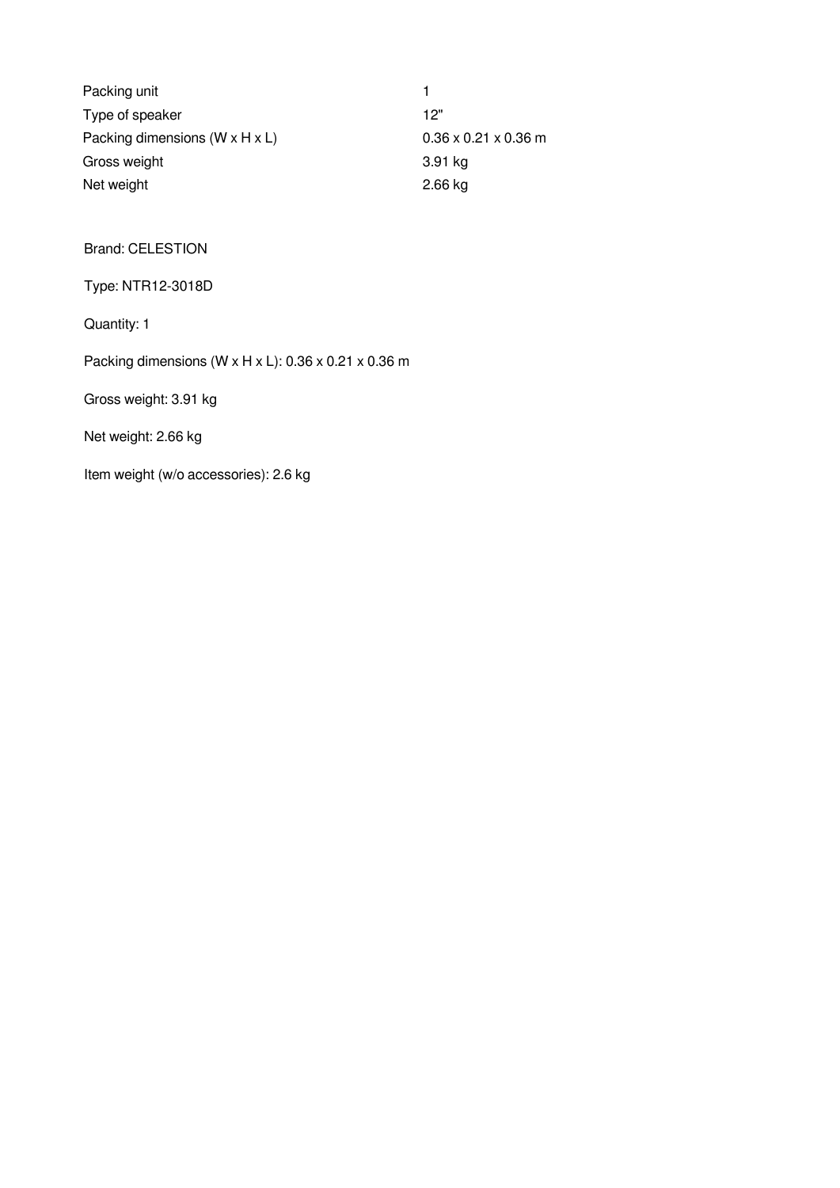| | |
|---|---|
| Packing unit | 1 |
| Type of speaker | 12" |
| Packing dimensions (W x H x L) | 0.36 x 0.21 x 0.36 m |
| Gross weight | 3.91 kg |
| Net weight | 2.66 kg |

Brand: CELESTION

Type: NTR12-3018D

Quantity: 1

Packing dimensions (W x H x L): 0.36 x 0.21 x 0.36 m

Gross weight: 3.91 kg

Net weight: 2.66 kg

Item weight (w/o accessories): 2.6 kg